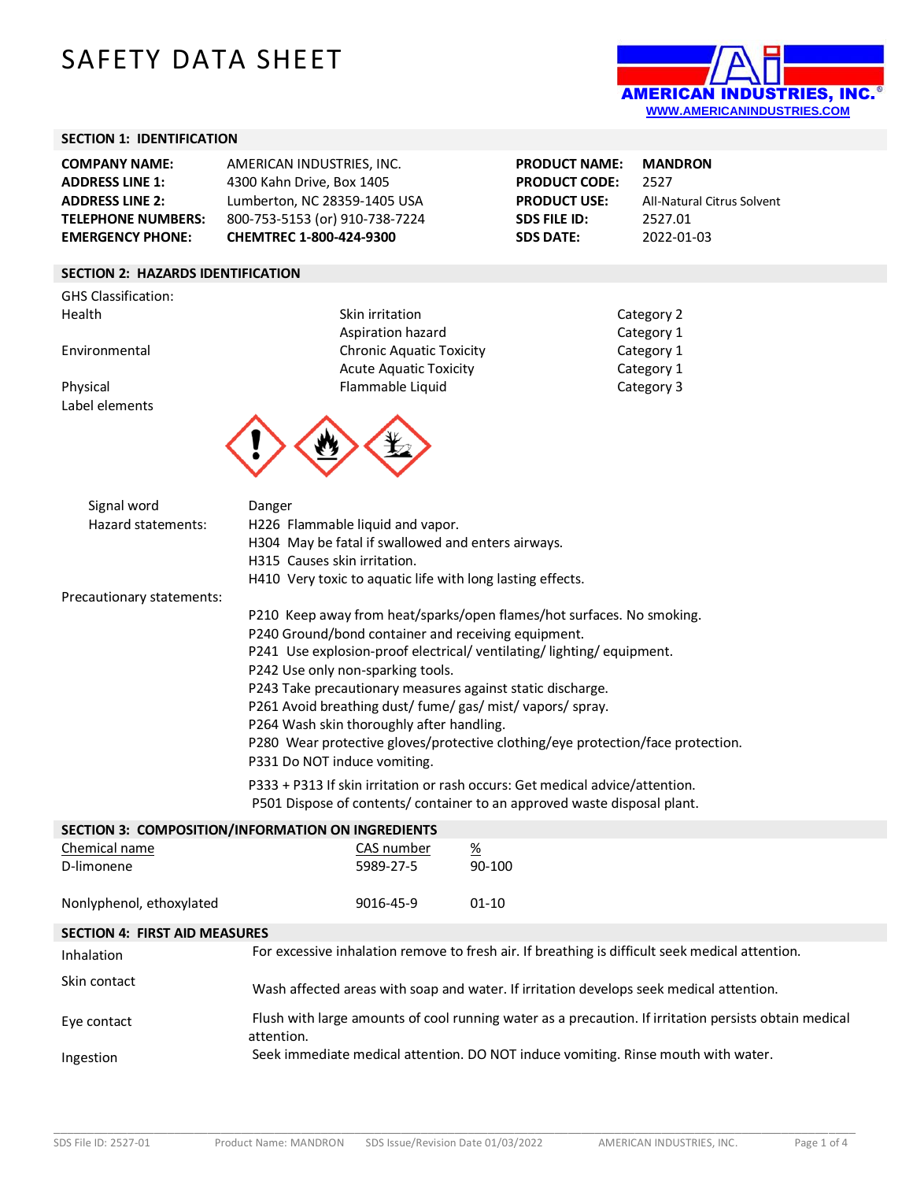# SAFETY DATA SHEET

AMERICAN INDUSTRIES, INC.
WWW.AMERICANINDUSTRIES.COM

## SECTION 1: IDENTIFICATION

| | | | |
|---|---|---|---|
| **COMPANY NAME:** | AMERICAN INDUSTRIES, INC. | **PRODUCT NAME:** | **MANDRON** |
| **ADDRESS LINE 1:** | 4300 Kahn Drive, Box 1405 | **PRODUCT CODE:** | 2527 |
| **ADDRESS LINE 2:** | Lumberton, NC 28359-1405 USA | **PRODUCT USE:** | All-Natural Citrus Solvent |
| **TELEPHONE NUMBERS:** | 800-753-5153 (or) 910-738-7224 | **SDS FILE ID:** | 2527.01 |
| **EMERGENCY PHONE:** | **CHEMTREC 1-800-424-9300** | **SDS DATE:** | 2022-01-03 |

## SECTION 2: HAZARDS IDENTIFICATION

GHS Classification:

| | | |
|---|---|---|
| Health | Skin irritation | Category 2 |
| | Aspiration hazard | Category 1 |
| Environmental | Chronic Aquatic Toxicity | Category 1 |
| | Acute Aquatic Toxicity | Category 1 |
| Physical | Flammable Liquid | Category 3 |

Label elements

Signal word: Danger

Hazard statements:

H226 Flammable liquid and vapor.
H304 May be fatal if swallowed and enters airways.
H315 Causes skin irritation.
H410 Very toxic to aquatic life with long lasting effects.

Precautionary statements:

P210 Keep away from heat/sparks/open flames/hot surfaces. No smoking.
P240 Ground/bond container and receiving equipment.
P241 Use explosion-proof electrical/ ventilating/ lighting/ equipment.
P242 Use only non-sparking tools.
P243 Take precautionary measures against static discharge.
P261 Avoid breathing dust/ fume/ gas/ mist/ vapors/ spray.
P264 Wash skin thoroughly after handling.
P280 Wear protective gloves/protective clothing/eye protection/face protection.
P331 Do NOT induce vomiting.

P333 + P313 If skin irritation or rash occurs: Get medical advice/attention.
P501 Dispose of contents/ container to an approved waste disposal plant.

## SECTION 3: COMPOSITION/INFORMATION ON INGREDIENTS

| Chemical name | CAS number | % |
|---|---|---|
| D-limonene | 5989-27-5 | 90-100 |
| Nonlyphenol, ethoxylated | 9016-45-9 | 01-10 |

## SECTION 4: FIRST AID MEASURES

| | |
|---|---|
| Inhalation | For excessive inhalation remove to fresh air. If breathing is difficult seek medical attention. |
| Skin contact | Wash affected areas with soap and water. If irritation develops seek medical attention. |
| Eye contact | Flush with large amounts of cool running water as a precaution. If irritation persists obtain medical attention. |
| Ingestion | Seek immediate medical attention. DO NOT induce vomiting. Rinse mouth with water. |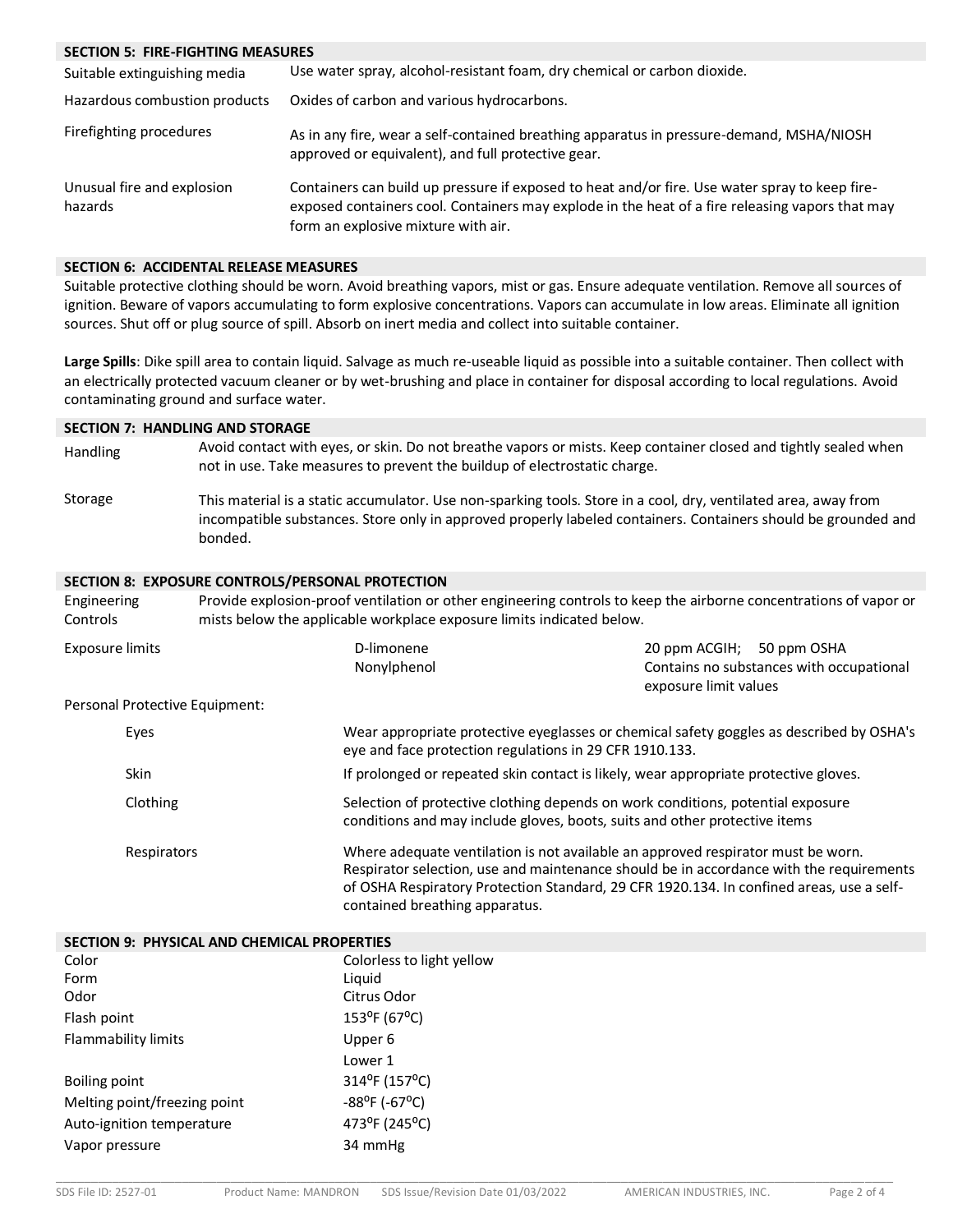## SECTION 5: FIRE-FIGHTING MEASURES

| | |
|---|---|
| Suitable extinguishing media | Use water spray, alcohol-resistant foam, dry chemical or carbon dioxide. |
| Hazardous combustion products | Oxides of carbon and various hydrocarbons. |
| Firefighting procedures | As in any fire, wear a self-contained breathing apparatus in pressure-demand, MSHA/NIOSH approved or equivalent), and full protective gear. |
| Unusual fire and explosion hazards | Containers can build up pressure if exposed to heat and/or fire. Use water spray to keep fire-exposed containers cool. Containers may explode in the heat of a fire releasing vapors that may form an explosive mixture with air. |

## SECTION 6: ACCIDENTAL RELEASE MEASURES

Suitable protective clothing should be worn. Avoid breathing vapors, mist or gas. Ensure adequate ventilation. Remove all sources of ignition. Beware of vapors accumulating to form explosive concentrations. Vapors can accumulate in low areas. Eliminate all ignition sources. Shut off or plug source of spill. Absorb on inert media and collect into suitable container.

**Large Spills**: Dike spill area to contain liquid. Salvage as much re-useable liquid as possible into a suitable container. Then collect with an electrically protected vacuum cleaner or by wet-brushing and place in container for disposal according to local regulations. Avoid contaminating ground and surface water.

## SECTION 7: HANDLING AND STORAGE

| | |
|---|---|
| Handling | Avoid contact with eyes, or skin. Do not breathe vapors or mists. Keep container closed and tightly sealed when not in use. Take measures to prevent the buildup of electrostatic charge. |
| Storage | This material is a static accumulator. Use non-sparking tools. Store in a cool, dry, ventilated area, away from incompatible substances. Store only in approved properly labeled containers. Containers should be grounded and bonded. |

## SECTION 8: EXPOSURE CONTROLS/PERSONAL PROTECTION

Engineering Controls: Provide explosion-proof ventilation or other engineering controls to keep the airborne concentrations of vapor or mists below the applicable workplace exposure limits indicated below.

| Exposure limits | | |
|---|---|---|
| | D-limonene | 20 ppm ACGIH; 50 ppm OSHA |
| | Nonylphenol | Contains no substances with occupational exposure limit values |

Personal Protective Equipment:

| | |
|---|---|
| Eyes | Wear appropriate protective eyeglasses or chemical safety goggles as described by OSHA's eye and face protection regulations in 29 CFR 1910.133. |
| Skin | If prolonged or repeated skin contact is likely, wear appropriate protective gloves. |
| Clothing | Selection of protective clothing depends on work conditions, potential exposure conditions and may include gloves, boots, suits and other protective items |
| Respirators | Where adequate ventilation is not available an approved respirator must be worn. Respirator selection, use and maintenance should be in accordance with the requirements of OSHA Respiratory Protection Standard, 29 CFR 1920.134. In confined areas, use a self-contained breathing apparatus. |

## SECTION 9: PHYSICAL AND CHEMICAL PROPERTIES

| | |
|---|---|
| Color | Colorless to light yellow |
| Form | Liquid |
| Odor | Citrus Odor |
| Flash point | 153°F (67°C) |
| Flammability limits | Upper 6 |
| | Lower 1 |
| Boiling point | 314°F (157°C) |
| Melting point/freezing point | -88°F (-67°C) |
| Auto-ignition temperature | 473°F (245°C) |
| Vapor pressure | 34 mmHg |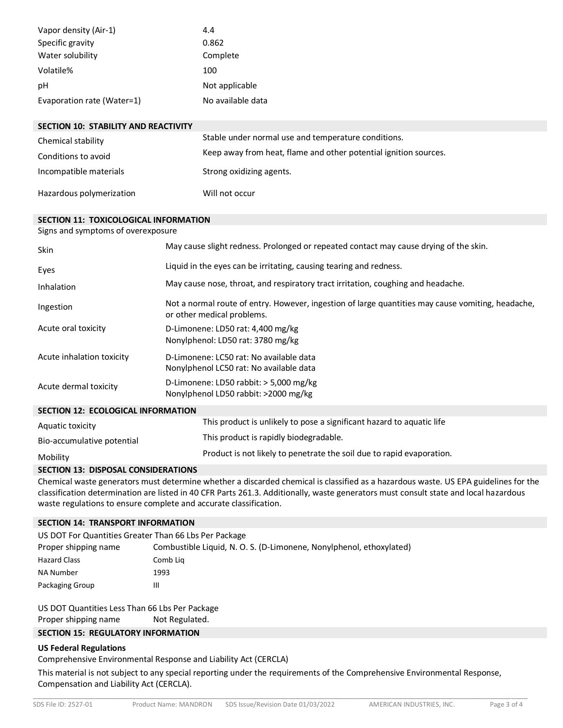| | |
|---|---|
| Vapor density (Air-1) | 4.4 |
| Specific gravity | 0.862 |
| Water solubility | Complete |
| Volatile% | 100 |
| pH | Not applicable |
| Evaporation rate (Water=1) | No available data |

## SECTION 10: STABILITY AND REACTIVITY

| | |
|---|---|
| Chemical stability | Stable under normal use and temperature conditions. |
| Conditions to avoid | Keep away from heat, flame and other potential ignition sources. |
| Incompatible materials | Strong oxidizing agents. |
| Hazardous polymerization | Will not occur |

## SECTION 11: TOXICOLOGICAL INFORMATION

Signs and symptoms of overexposure

| | |
|---|---|
| Skin | May cause slight redness. Prolonged or repeated contact may cause drying of the skin. |
| Eyes | Liquid in the eyes can be irritating, causing tearing and redness. |
| Inhalation | May cause nose, throat, and respiratory tract irritation, coughing and headache. |
| Ingestion | Not a normal route of entry. However, ingestion of large quantities may cause vomiting, headache, or other medical problems. |
| Acute oral toxicity | D-Limonene: LD50 rat: 4,400 mg/kg<br>Nonylphenol: LD50 rat: 3780 mg/kg |
| Acute inhalation toxicity | D-Limonene: LC50 rat: No available data<br>Nonylphenol LC50 rat: No available data |
| Acute dermal toxicity | D-Limonene: LD50 rabbit: > 5,000 mg/kg<br>Nonylphenol LD50 rabbit: >2000 mg/kg |

## SECTION 12: ECOLOGICAL INFORMATION

| | |
|---|---|
| Aquatic toxicity | This product is unlikely to pose a significant hazard to aquatic life |
| Bio-accumulative potential | This product is rapidly biodegradable. |
| Mobility | Product is not likely to penetrate the soil due to rapid evaporation. |

## SECTION 13: DISPOSAL CONSIDERATIONS

Chemical waste generators must determine whether a discarded chemical is classified as a hazardous waste. US EPA guidelines for the classification determination are listed in 40 CFR Parts 261.3. Additionally, waste generators must consult state and local hazardous waste regulations to ensure complete and accurate classification.

## SECTION 14: TRANSPORT INFORMATION

US DOT For Quantities Greater Than 66 Lbs Per Package

| | |
|---|---|
| Proper shipping name | Combustible Liquid, N. O. S. (D-Limonene, Nonylphenol, ethoxylated) |
| Hazard Class | Comb Liq |
| NA Number | 1993 |
| Packaging Group | III |

US DOT Quantities Less Than 66 Lbs Per Package

| | |
|---|---|
| Proper shipping name | Not Regulated. |

## SECTION 15: REGULATORY INFORMATION

**US Federal Regulations**

Comprehensive Environmental Response and Liability Act (CERCLA)

This material is not subject to any special reporting under the requirements of the Comprehensive Environmental Response, Compensation and Liability Act (CERCLA).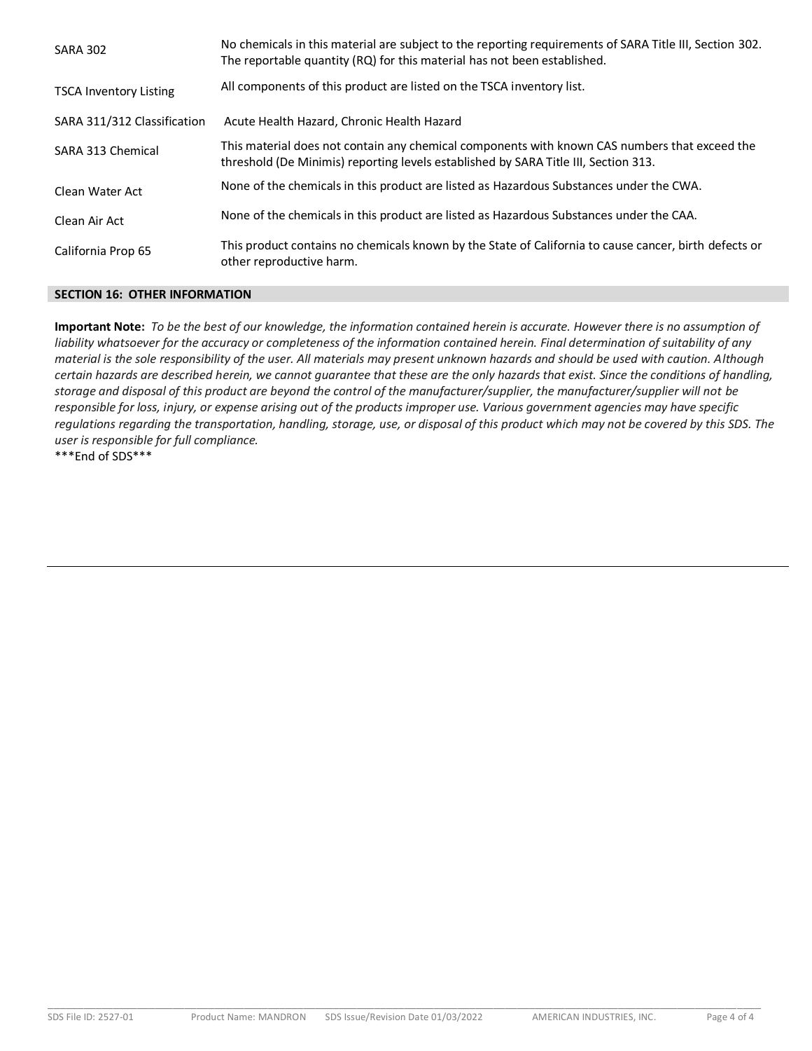| | |
|---|---|
| SARA 302 | No chemicals in this material are subject to the reporting requirements of SARA Title III, Section 302. The reportable quantity (RQ) for this material has not been established. |
| TSCA Inventory Listing | All components of this product are listed on the TSCA inventory list. |
| SARA 311/312 Classification | Acute Health Hazard, Chronic Health Hazard |
| SARA 313 Chemical | This material does not contain any chemical components with known CAS numbers that exceed the threshold (De Minimis) reporting levels established by SARA Title III, Section 313. |
| Clean Water Act | None of the chemicals in this product are listed as Hazardous Substances under the CWA. |
| Clean Air Act | None of the chemicals in this product are listed as Hazardous Substances under the CAA. |
| California Prop 65 | This product contains no chemicals known by the State of California to cause cancer, birth defects or other reproductive harm. |

## SECTION 16: OTHER INFORMATION

**Important Note:** *To be the best of our knowledge, the information contained herein is accurate. However there is no assumption of liability whatsoever for the accuracy or completeness of the information contained herein. Final determination of suitability of any material is the sole responsibility of the user. All materials may present unknown hazards and should be used with caution. Although certain hazards are described herein, we cannot guarantee that these are the only hazards that exist. Since the conditions of handling, storage and disposal of this product are beyond the control of the manufacturer/supplier, the manufacturer/supplier will not be responsible for loss, injury, or expense arising out of the products improper use. Various government agencies may have specific regulations regarding the transportation, handling, storage, use, or disposal of this product which may not be covered by this SDS. The user is responsible for full compliance.*

***End of SDS***